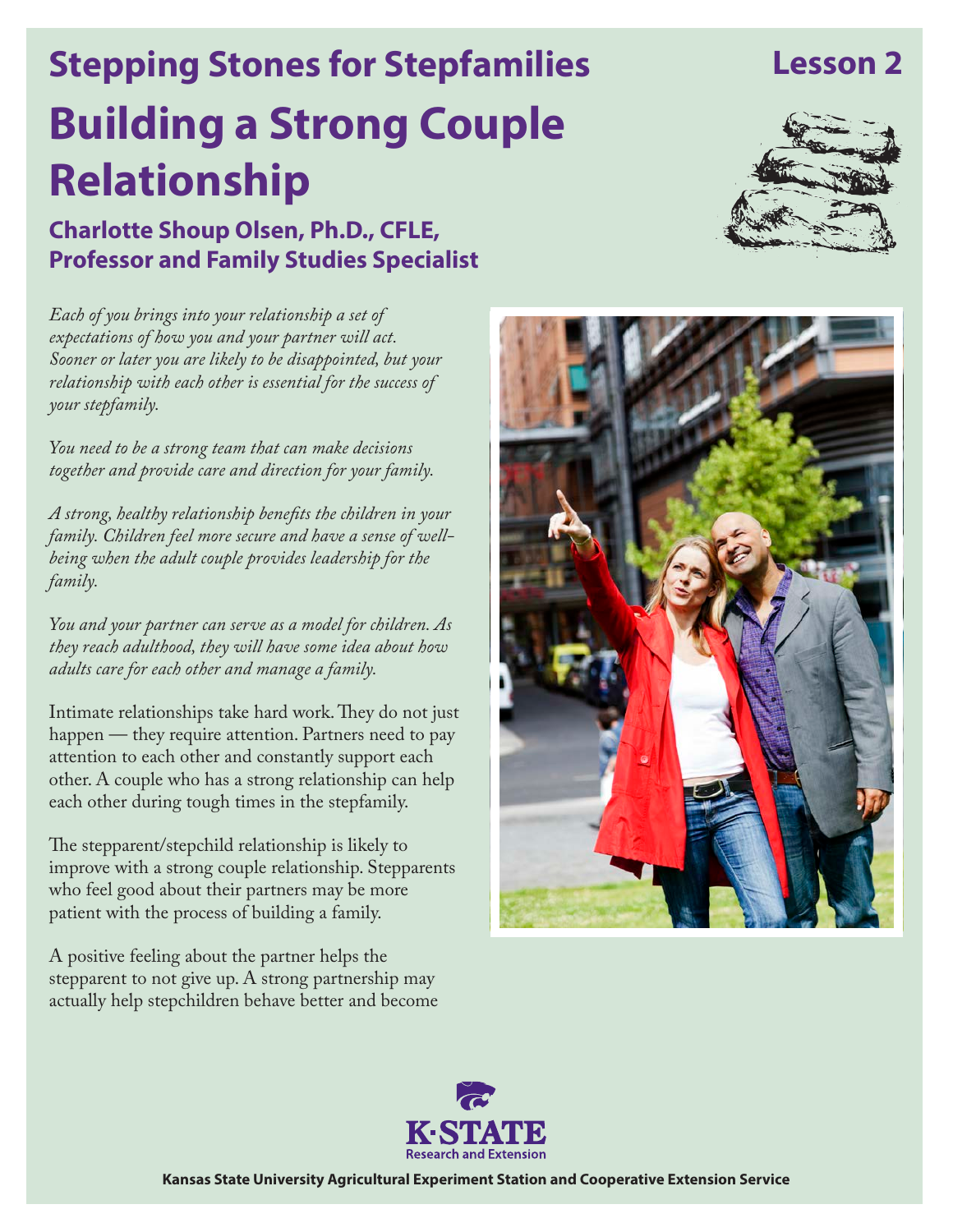# Stepping Stones for Stepfamilies

**Lesson 2**

# Building a Strong Couple Relationship

## Charlotte Shoup Olsen, Ph.D., CFLE, Professor and Family Studies Specialist

*Each of you brings into your relationship a set of expectations of how you and your partner will act. Sooner or later you are likely to be disappointed, but your relationship with each other is essential for the success of your stepfamily.*

*You need to be a strong team that can make decisions together and provide care and direction for your family.*

*A strong, healthy relationship benefits the children in your family. Children feel more secure and have a sense of well-being when the adult couple provides leadership for the family.*

*You and your partner can serve as a model for children. As they reach adulthood, they will have some idea about how adults care for each other and manage a family.*

Intimate relationships take hard work. They do not just happen — they require attention. Partners need to pay attention to each other and constantly support each other. A couple who has a strong relationship can help each other during tough times in the stepfamily.

The stepparent/stepchild relationship is likely to improve with a strong couple relationship. Stepparents who feel good about their partners may be more patient with the process of building a family.

A positive feeling about the partner helps the stepparent to not give up. A strong partnership may actually help stepchildren behave better and become

K-STATE Research and Extension

Kansas State University Agricultural Experiment Station and Cooperative Extension Service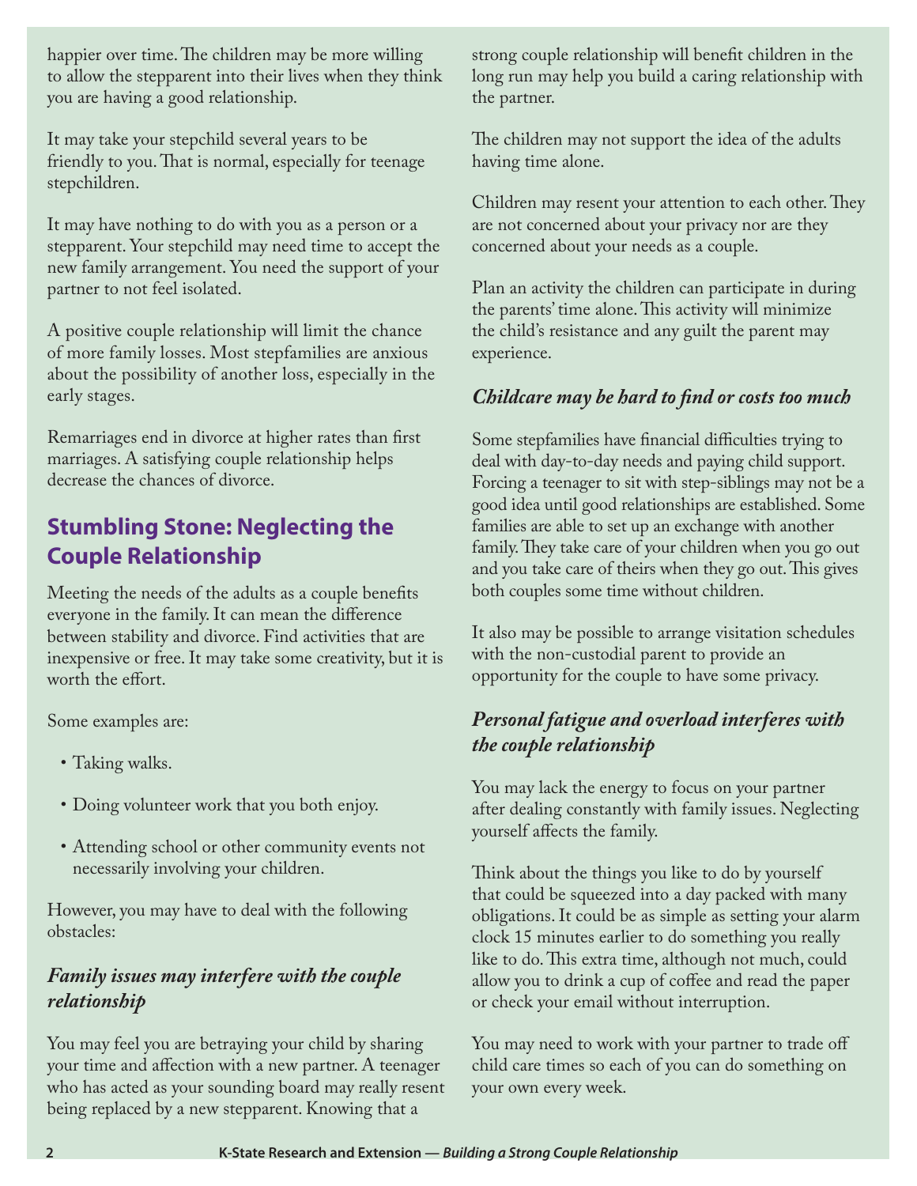happier over time. The children may be more willing to allow the stepparent into their lives when they think you are having a good relationship.

It may take your stepchild several years to be friendly to you. That is normal, especially for teenage stepchildren.

It may have nothing to do with you as a person or a stepparent. Your stepchild may need time to accept the new family arrangement. You need the support of your partner to not feel isolated.

A positive couple relationship will limit the chance of more family losses. Most stepfamilies are anxious about the possibility of another loss, especially in the early stages.

Remarriages end in divorce at higher rates than first marriages. A satisfying couple relationship helps decrease the chances of divorce.

## Stumbling Stone: Neglecting the Couple Relationship

Meeting the needs of the adults as a couple benefits everyone in the family. It can mean the difference between stability and divorce. Find activities that are inexpensive or free. It may take some creativity, but it is worth the effort.

Some examples are:

- Taking walks.
- Doing volunteer work that you both enjoy.
- Attending school or other community events not necessarily involving your children.

However, you may have to deal with the following obstacles:

### *Family issues may interfere with the couple relationship*

You may feel you are betraying your child by sharing your time and affection with a new partner. A teenager who has acted as your sounding board may really resent being replaced by a new stepparent. Knowing that a strong couple relationship will benefit children in the long run may help you build a caring relationship with the partner.

The children may not support the idea of the adults having time alone.

Children may resent your attention to each other. They are not concerned about your privacy nor are they concerned about your needs as a couple.

Plan an activity the children can participate in during the parents' time alone. This activity will minimize the child's resistance and any guilt the parent may experience.

### *Childcare may be hard to find or costs too much*

Some stepfamilies have financial difficulties trying to deal with day-to-day needs and paying child support. Forcing a teenager to sit with step-siblings may not be a good idea until good relationships are established. Some families are able to set up an exchange with another family. They take care of your children when you go out and you take care of theirs when they go out. This gives both couples some time without children.

It also may be possible to arrange visitation schedules with the non-custodial parent to provide an opportunity for the couple to have some privacy.

### *Personal fatigue and overload interferes with the couple relationship*

You may lack the energy to focus on your partner after dealing constantly with family issues. Neglecting yourself affects the family.

Think about the things you like to do by yourself that could be squeezed into a day packed with many obligations. It could be as simple as setting your alarm clock 15 minutes earlier to do something you really like to do. This extra time, although not much, could allow you to drink a cup of coffee and read the paper or check your email without interruption.

You may need to work with your partner to trade off child care times so each of you can do something on your own every week.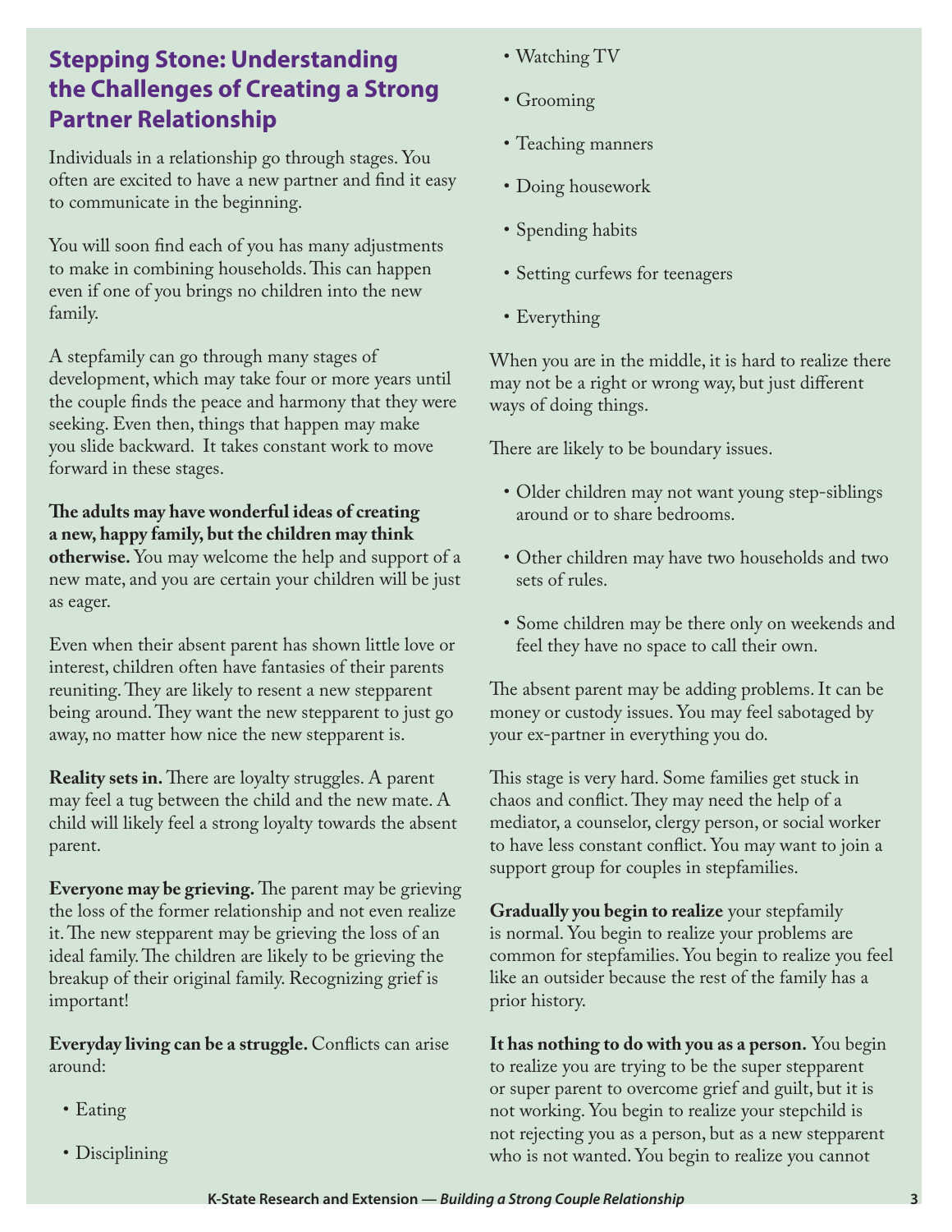## Stepping Stone: Understanding the Challenges of Creating a Strong Partner Relationship

Individuals in a relationship go through stages. You often are excited to have a new partner and find it easy to communicate in the beginning.

You will soon find each of you has many adjustments to make in combining households. This can happen even if one of you brings no children into the new family.

A stepfamily can go through many stages of development, which may take four or more years until the couple finds the peace and harmony that they were seeking. Even then, things that happen may make you slide backward. It takes constant work to move forward in these stages.

**The adults may have wonderful ideas of creating a new, happy family, but the children may think otherwise.** You may welcome the help and support of a new mate, and you are certain your children will be just as eager.

Even when their absent parent has shown little love or interest, children often have fantasies of their parents reuniting. They are likely to resent a new stepparent being around. They want the new stepparent to just go away, no matter how nice the new stepparent is.

**Reality sets in.** There are loyalty struggles. A parent may feel a tug between the child and the new mate. A child will likely feel a strong loyalty towards the absent parent.

**Everyone may be grieving.** The parent may be grieving the loss of the former relationship and not even realize it. The new stepparent may be grieving the loss of an ideal family. The children are likely to be grieving the breakup of their original family. Recognizing grief is important!

**Everyday living can be a struggle.** Conflicts can arise around:

- Eating
- Disciplining
- Watching TV
- Grooming
- Teaching manners
- Doing housework
- Spending habits
- Setting curfews for teenagers
- Everything

When you are in the middle, it is hard to realize there may not be a right or wrong way, but just different ways of doing things.

There are likely to be boundary issues.

- Older children may not want young step-siblings around or to share bedrooms.
- Other children may have two households and two sets of rules.
- Some children may be there only on weekends and feel they have no space to call their own.

The absent parent may be adding problems. It can be money or custody issues. You may feel sabotaged by your ex-partner in everything you do.

This stage is very hard. Some families get stuck in chaos and conflict. They may need the help of a mediator, a counselor, clergy person, or social worker to have less constant conflict. You may want to join a support group for couples in stepfamilies.

**Gradually you begin to realize** your stepfamily is normal. You begin to realize your problems are common for stepfamilies. You begin to realize you feel like an outsider because the rest of the family has a prior history.

**It has nothing to do with you as a person.** You begin to realize you are trying to be the super stepparent or super parent to overcome grief and guilt, but it is not working. You begin to realize your stepchild is not rejecting you as a person, but as a new stepparent who is not wanted. You begin to realize you cannot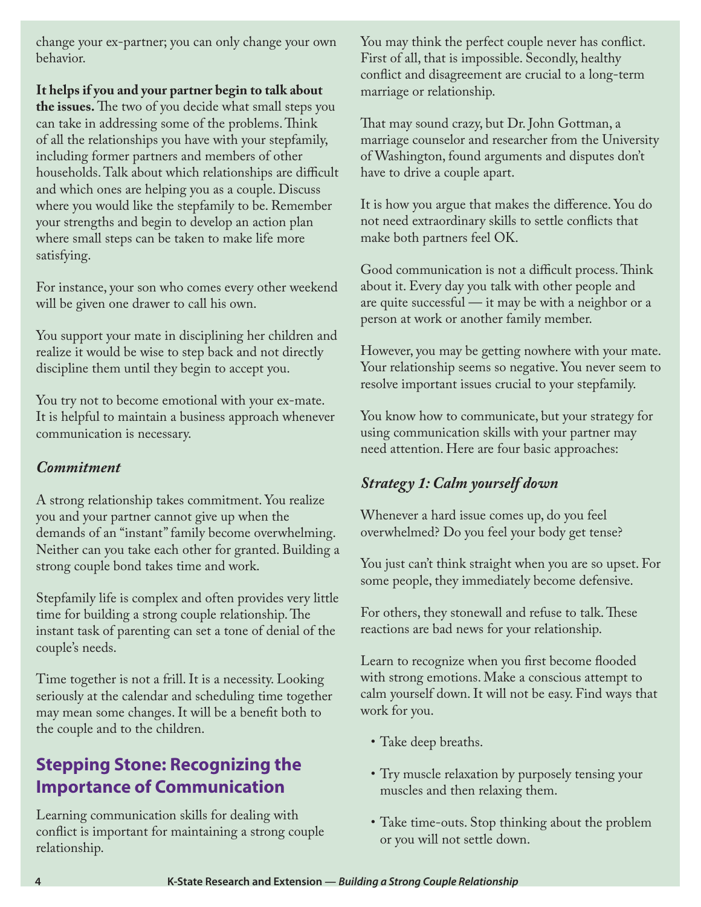change your ex-partner; you can only change your own behavior.

**It helps if you and your partner begin to talk about the issues.** The two of you decide what small steps you can take in addressing some of the problems. Think of all the relationships you have with your stepfamily, including former partners and members of other households. Talk about which relationships are difficult and which ones are helping you as a couple. Discuss where you would like the stepfamily to be. Remember your strengths and begin to develop an action plan where small steps can be taken to make life more satisfying.

For instance, your son who comes every other weekend will be given one drawer to call his own.

You support your mate in disciplining her children and realize it would be wise to step back and not directly discipline them until they begin to accept you.

You try not to become emotional with your ex-mate. It is helpful to maintain a business approach whenever communication is necessary.

### *Commitment*

A strong relationship takes commitment. You realize you and your partner cannot give up when the demands of an "instant" family become overwhelming. Neither can you take each other for granted. Building a strong couple bond takes time and work.

Stepfamily life is complex and often provides very little time for building a strong couple relationship. The instant task of parenting can set a tone of denial of the couple's needs.

Time together is not a frill. It is a necessity. Looking seriously at the calendar and scheduling time together may mean some changes. It will be a benefit both to the couple and to the children.

## Stepping Stone: Recognizing the Importance of Communication

Learning communication skills for dealing with conflict is important for maintaining a strong couple relationship.

You may think the perfect couple never has conflict. First of all, that is impossible. Secondly, healthy conflict and disagreement are crucial to a long-term marriage or relationship.

That may sound crazy, but Dr. John Gottman, a marriage counselor and researcher from the University of Washington, found arguments and disputes don't have to drive a couple apart.

It is how you argue that makes the difference. You do not need extraordinary skills to settle conflicts that make both partners feel OK.

Good communication is not a difficult process. Think about it. Every day you talk with other people and are quite successful — it may be with a neighbor or a person at work or another family member.

However, you may be getting nowhere with your mate. Your relationship seems so negative. You never seem to resolve important issues crucial to your stepfamily.

You know how to communicate, but your strategy for using communication skills with your partner may need attention. Here are four basic approaches:

### *Strategy 1: Calm yourself down*

Whenever a hard issue comes up, do you feel overwhelmed? Do you feel your body get tense?

You just can't think straight when you are so upset. For some people, they immediately become defensive.

For others, they stonewall and refuse to talk. These reactions are bad news for your relationship.

Learn to recognize when you first become flooded with strong emotions. Make a conscious attempt to calm yourself down. It will not be easy. Find ways that work for you.

- Take deep breaths.
- Try muscle relaxation by purposely tensing your muscles and then relaxing them.
- Take time-outs. Stop thinking about the problem or you will not settle down.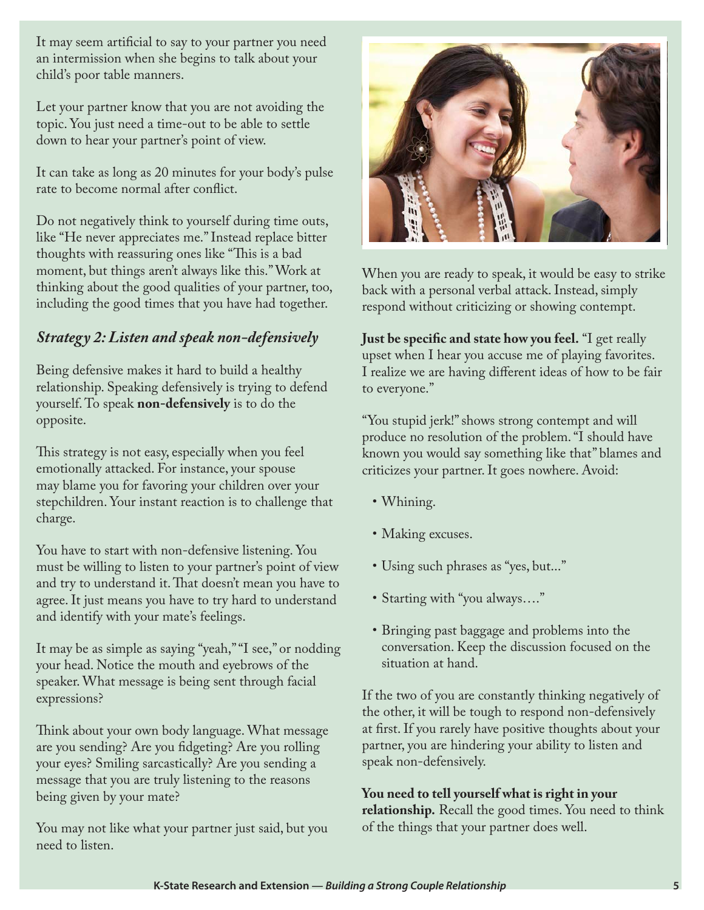It may seem artificial to say to your partner you need an intermission when she begins to talk about your child's poor table manners.

Let your partner know that you are not avoiding the topic. You just need a time-out to be able to settle down to hear your partner's point of view.

It can take as long as 20 minutes for your body's pulse rate to become normal after conflict.

Do not negatively think to yourself during time outs, like "He never appreciates me." Instead replace bitter thoughts with reassuring ones like "This is a bad moment, but things aren't always like this." Work at thinking about the good qualities of your partner, too, including the good times that you have had together.

### *Strategy 2: Listen and speak non-defensively*

Being defensive makes it hard to build a healthy relationship. Speaking defensively is trying to defend yourself. To speak **non-defensively** is to do the opposite.

This strategy is not easy, especially when you feel emotionally attacked. For instance, your spouse may blame you for favoring your children over your stepchildren. Your instant reaction is to challenge that charge.

You have to start with non-defensive listening. You must be willing to listen to your partner's point of view and try to understand it. That doesn't mean you have to agree. It just means you have to try hard to understand and identify with your mate's feelings.

It may be as simple as saying "yeah," "I see," or nodding your head. Notice the mouth and eyebrows of the speaker. What message is being sent through facial expressions?

Think about your own body language. What message are you sending? Are you fidgeting? Are you rolling your eyes? Smiling sarcastically? Are you sending a message that you are truly listening to the reasons being given by your mate?

You may not like what your partner just said, but you need to listen.

When you are ready to speak, it would be easy to strike back with a personal verbal attack. Instead, simply respond without criticizing or showing contempt.

**Just be specific and state how you feel.** "I get really upset when I hear you accuse me of playing favorites. I realize we are having different ideas of how to be fair to everyone."

"You stupid jerk!" shows strong contempt and will produce no resolution of the problem. "I should have known you would say something like that" blames and criticizes your partner. It goes nowhere. Avoid:

- Whining.
- Making excuses.
- Using such phrases as "yes, but..."
- Starting with "you always…."
- Bringing past baggage and problems into the conversation. Keep the discussion focused on the situation at hand.

If the two of you are constantly thinking negatively of the other, it will be tough to respond non-defensively at first. If you rarely have positive thoughts about your partner, you are hindering your ability to listen and speak non-defensively.

**You need to tell yourself what is right in your relationship.** Recall the good times. You need to think of the things that your partner does well.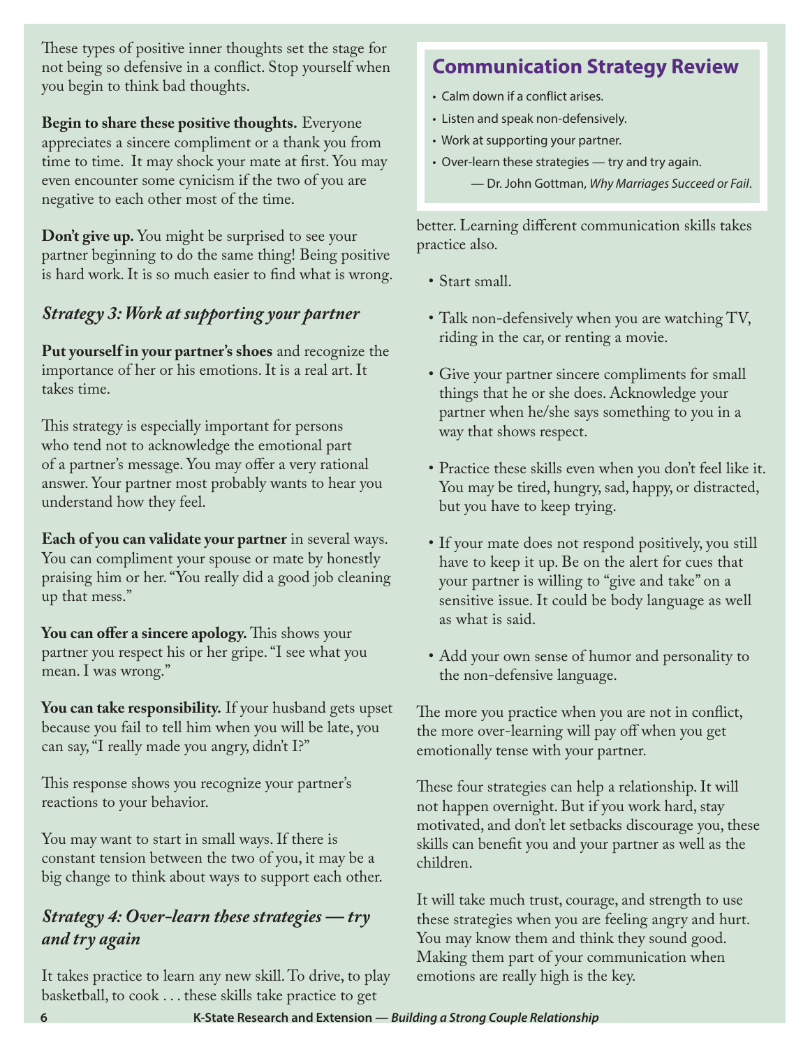These types of positive inner thoughts set the stage for not being so defensive in a conflict. Stop yourself when you begin to think bad thoughts.

**Begin to share these positive thoughts.** Everyone appreciates a sincere compliment or a thank you from time to time. It may shock your mate at first. You may even encounter some cynicism if the two of you are negative to each other most of the time.

**Don't give up.** You might be surprised to see your partner beginning to do the same thing! Being positive is hard work. It is so much easier to find what is wrong.

### *Strategy 3: Work at supporting your partner*

**Put yourself in your partner's shoes** and recognize the importance of her or his emotions. It is a real art. It takes time.

This strategy is especially important for persons who tend not to acknowledge the emotional part of a partner's message. You may offer a very rational answer. Your partner most probably wants to hear you understand how they feel.

**Each of you can validate your partner** in several ways. You can compliment your spouse or mate by honestly praising him or her. "You really did a good job cleaning up that mess."

**You can offer a sincere apology.** This shows your partner you respect his or her gripe. "I see what you mean. I was wrong."

**You can take responsibility.** If your husband gets upset because you fail to tell him when you will be late, you can say, "I really made you angry, didn't I?"

This response shows you recognize your partner's reactions to your behavior.

You may want to start in small ways. If there is constant tension between the two of you, it may be a big change to think about ways to support each other.

### *Strategy 4: Over-learn these strategies — try and try again*

It takes practice to learn any new skill. To drive, to play basketball, to cook . . . these skills take practice to get better. Learning different communication skills takes practice also.

- Start small.
- Talk non-defensively when you are watching TV, riding in the car, or renting a movie.
- Give your partner sincere compliments for small things that he or she does. Acknowledge your partner when he/she says something to you in a way that shows respect.
- Practice these skills even when you don't feel like it. You may be tired, hungry, sad, happy, or distracted, but you have to keep trying.
- If your mate does not respond positively, you still have to keep it up. Be on the alert for cues that your partner is willing to "give and take" on a sensitive issue. It could be body language as well as what is said.
- Add your own sense of humor and personality to the non-defensive language.

The more you practice when you are not in conflict, the more over-learning will pay off when you get emotionally tense with your partner.

These four strategies can help a relationship. It will not happen overnight. But if you work hard, stay motivated, and don't let setbacks discourage you, these skills can benefit you and your partner as well as the children.

It will take much trust, courage, and strength to use these strategies when you are feeling angry and hurt. You may know them and think they sound good. Making them part of your communication when emotions are really high is the key.

## Communication Strategy Review

- Calm down if a conflict arises.
- Listen and speak non-defensively.
- Work at supporting your partner.
- Over-learn these strategies — try and try again.

— Dr. John Gottman, *Why Marriages Succeed or Fail*.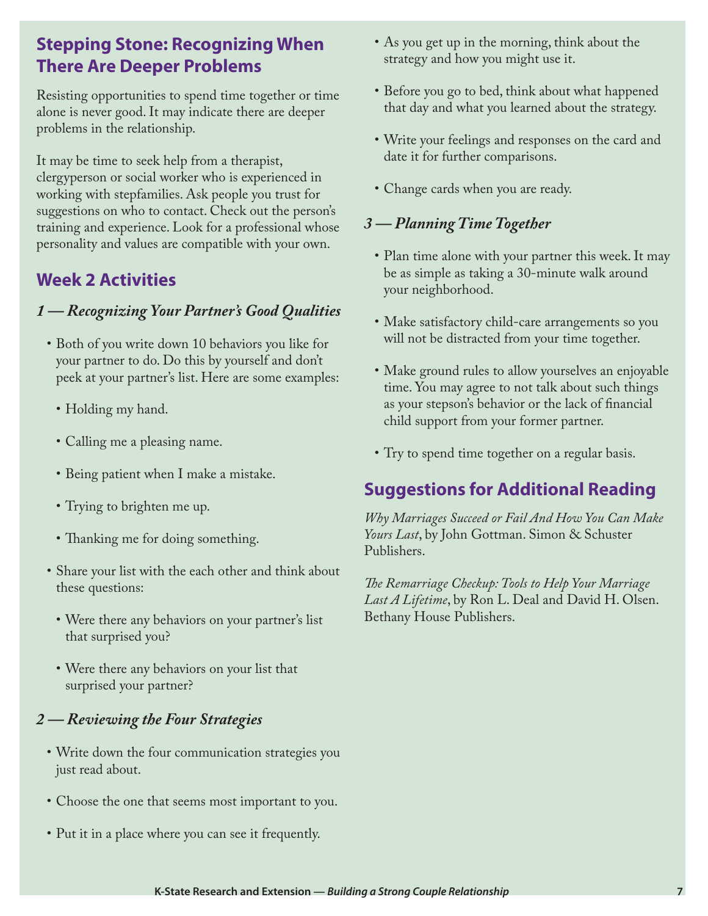## Stepping Stone: Recognizing When There Are Deeper Problems

Resisting opportunities to spend time together or time alone is never good. It may indicate there are deeper problems in the relationship.

It may be time to seek help from a therapist, clergyperson or social worker who is experienced in working with stepfamilies. Ask people you trust for suggestions on who to contact. Check out the person's training and experience. Look for a professional whose personality and values are compatible with your own.

## Week 2 Activities

### *1 — Recognizing Your Partner's Good Qualities*

- Both of you write down 10 behaviors you like for your partner to do. Do this by yourself and don't peek at your partner's list. Here are some examples:
  - Holding my hand.
  - Calling me a pleasing name.
  - Being patient when I make a mistake.
  - Trying to brighten me up.
  - Thanking me for doing something.
- Share your list with the each other and think about these questions:
  - Were there any behaviors on your partner's list that surprised you?
  - Were there any behaviors on your list that surprised your partner?

### *2 — Reviewing the Four Strategies*

- Write down the four communication strategies you just read about.
- Choose the one that seems most important to you.
- Put it in a place where you can see it frequently.
- As you get up in the morning, think about the strategy and how you might use it.
- Before you go to bed, think about what happened that day and what you learned about the strategy.
- Write your feelings and responses on the card and date it for further comparisons.
- Change cards when you are ready.

### *3 — Planning Time Together*

- Plan time alone with your partner this week. It may be as simple as taking a 30-minute walk around your neighborhood.
- Make satisfactory child-care arrangements so you will not be distracted from your time together.
- Make ground rules to allow yourselves an enjoyable time. You may agree to not talk about such things as your stepson's behavior or the lack of financial child support from your former partner.
- Try to spend time together on a regular basis.

## Suggestions for Additional Reading

*Why Marriages Succeed or Fail And How You Can Make Yours Last*, by John Gottman. Simon & Schuster Publishers.

*The Remarriage Checkup: Tools to Help Your Marriage Last A Lifetime*, by Ron L. Deal and David H. Olsen. Bethany House Publishers.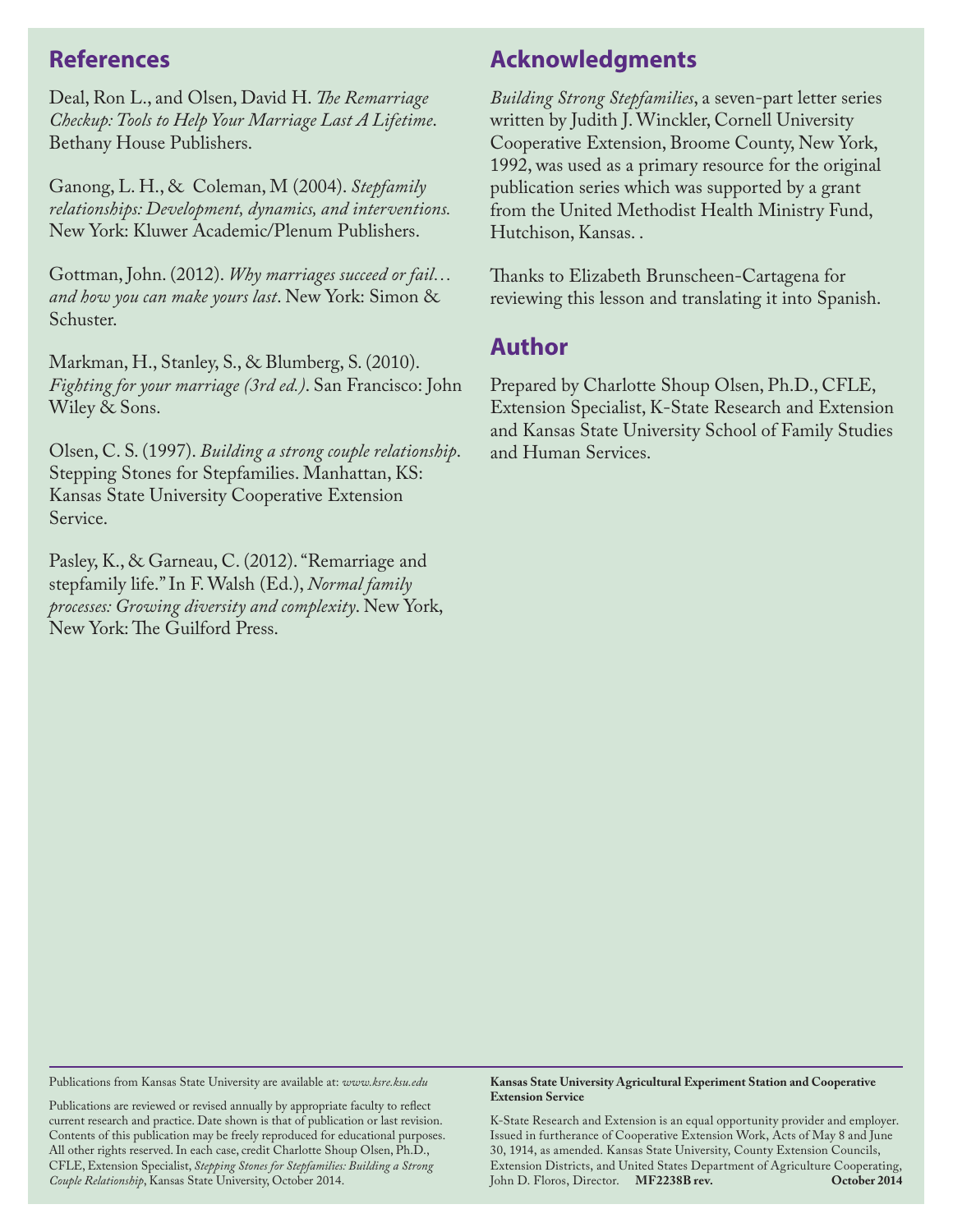## References

Deal, Ron L., and Olsen, David H. *The Remarriage Checkup: Tools to Help Your Marriage Last A Lifetime*. Bethany House Publishers.

Ganong, L. H., & Coleman, M (2004). *Stepfamily relationships: Development, dynamics, and interventions.* New York: Kluwer Academic/Plenum Publishers.

Gottman, John. (2012). *Why marriages succeed or fail… and how you can make yours last*. New York: Simon & Schuster.

Markman, H., Stanley, S., & Blumberg, S. (2010). *Fighting for your marriage (3rd ed.)*. San Francisco: John Wiley & Sons.

Olsen, C. S. (1997). *Building a strong couple relationship*. Stepping Stones for Stepfamilies. Manhattan, KS: Kansas State University Cooperative Extension Service.

Pasley, K., & Garneau, C. (2012). "Remarriage and stepfamily life." In F. Walsh (Ed.), *Normal family processes: Growing diversity and complexity*. New York, New York: The Guilford Press.

## Acknowledgments

*Building Strong Stepfamilies*, a seven-part letter series written by Judith J. Winckler, Cornell University Cooperative Extension, Broome County, New York, 1992, was used as a primary resource for the original publication series which was supported by a grant from the United Methodist Health Ministry Fund, Hutchison, Kansas. .

Thanks to Elizabeth Brunscheen-Cartagena for reviewing this lesson and translating it into Spanish.

## Author

Prepared by Charlotte Shoup Olsen, Ph.D., CFLE, Extension Specialist, K-State Research and Extension and Kansas State University School of Family Studies and Human Services.

Publications from Kansas State University are available at: *www.ksre.ksu.edu*

Publications are reviewed or revised annually by appropriate faculty to reflect current research and practice. Date shown is that of publication or last revision. Contents of this publication may be freely reproduced for educational purposes. All other rights reserved. In each case, credit Charlotte Shoup Olsen, Ph.D., CFLE, Extension Specialist, *Stepping Stones for Stepfamilies: Building a Strong Couple Relationship*, Kansas State University, October 2014.

**Kansas State University Agricultural Experiment Station and Cooperative Extension Service**

K-State Research and Extension is an equal opportunity provider and employer. Issued in furtherance of Cooperative Extension Work, Acts of May 8 and June 30, 1914, as amended. Kansas State University, County Extension Councils, Extension Districts, and United States Department of Agriculture Cooperating, John D. Floros, Director. **MF2238B rev.** **October 2014**